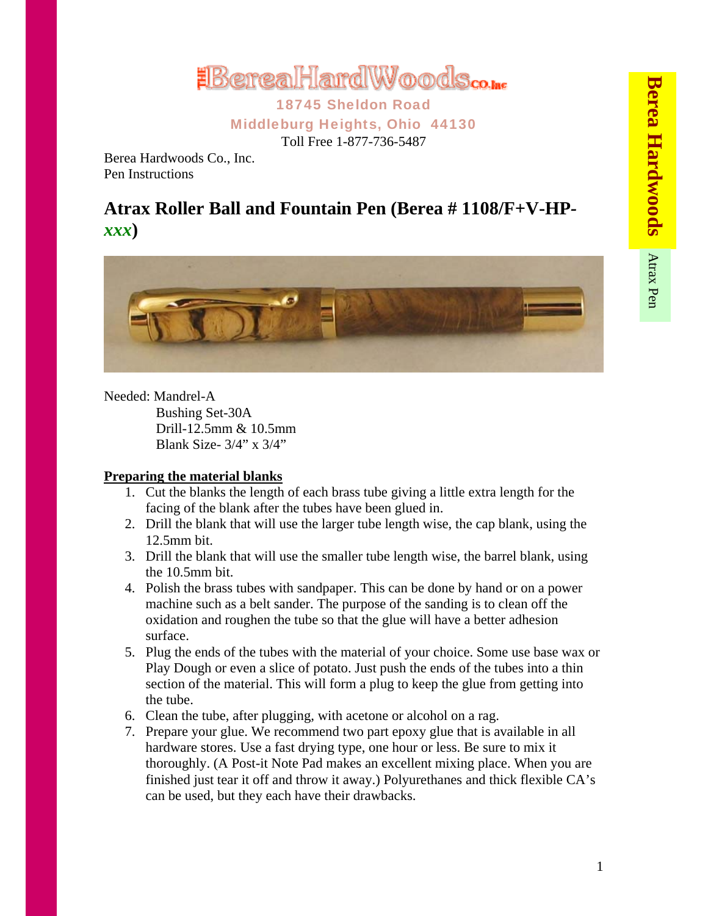THE Berea HardWoods Co. Inc

18745 Sheldon Road

Middleburg Heights, Ohio 44130

Toll Free 1-877-736-5487

Berea Hardwoods Co., Inc.
Pen Instructions

## Atrax Roller Ball and Fountain Pen (Berea # 1108/F+V-HP-*xxx*)

Needed: Mandrel-A
Bushing Set-30A
Drill-12.5mm & 10.5mm
Blank Size- 3/4" x 3/4"

**Preparing the material blanks**

1. Cut the blanks the length of each brass tube giving a little extra length for the facing of the blank after the tubes have been glued in.
2. Drill the blank that will use the larger tube length wise, the cap blank, using the 12.5mm bit.
3. Drill the blank that will use the smaller tube length wise, the barrel blank, using the 10.5mm bit.
4. Polish the brass tubes with sandpaper. This can be done by hand or on a power machine such as a belt sander. The purpose of the sanding is to clean off the oxidation and roughen the tube so that the glue will have a better adhesion surface.
5. Plug the ends of the tubes with the material of your choice. Some use base wax or Play Dough or even a slice of potato. Just push the ends of the tubes into a thin section of the material. This will form a plug to keep the glue from getting into the tube.
6. Clean the tube, after plugging, with acetone or alcohol on a rag.
7. Prepare your glue. We recommend two part epoxy glue that is available in all hardware stores. Use a fast drying type, one hour or less. Be sure to mix it thoroughly. (A Post-it Note Pad makes an excellent mixing place. When you are finished just tear it off and throw it away.) Polyurethanes and thick flexible CA's can be used, but they each have their drawbacks.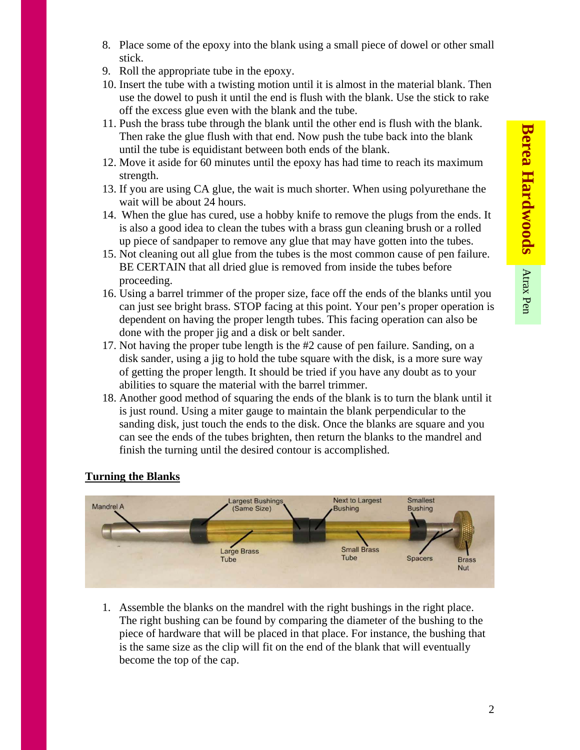8. Place some of the epoxy into the blank using a small piece of dowel or other small stick.
9. Roll the appropriate tube in the epoxy.
10. Insert the tube with a twisting motion until it is almost in the material blank. Then use the dowel to push it until the end is flush with the blank. Use the stick to rake off the excess glue even with the blank and the tube.
11. Push the brass tube through the blank until the other end is flush with the blank. Then rake the glue flush with that end. Now push the tube back into the blank until the tube is equidistant between both ends of the blank.
12. Move it aside for 60 minutes until the epoxy has had time to reach its maximum strength.
13. If you are using CA glue, the wait is much shorter. When using polyurethane the wait will be about 24 hours.
14. When the glue has cured, use a hobby knife to remove the plugs from the ends. It is also a good idea to clean the tubes with a brass gun cleaning brush or a rolled up piece of sandpaper to remove any glue that may have gotten into the tubes.
15. Not cleaning out all glue from the tubes is the most common cause of pen failure. BE CERTAIN that all dried glue is removed from inside the tubes before proceeding.
16. Using a barrel trimmer of the proper size, face off the ends of the blanks until you can just see bright brass. STOP facing at this point. Your pen's proper operation is dependent on having the proper length tubes. This facing operation can also be done with the proper jig and a disk or belt sander.
17. Not having the proper tube length is the #2 cause of pen failure. Sanding, on a disk sander, using a jig to hold the tube square with the disk, is a more sure way of getting the proper length. It should be tried if you have any doubt as to your abilities to square the material with the barrel trimmer.
18. Another good method of squaring the ends of the blank is to turn the blank until it is just round. Using a miter gauge to maintain the blank perpendicular to the sanding disk, just touch the ends to the disk. Once the blanks are square and you can see the ends of the tubes brighten, then return the blanks to the mandrel and finish the turning until the desired contour is accomplished.

**Turning the Blanks**

Mandrel A | Largest Bushings (Same Size) | Next to Largest Bushing | Smallest Bushing | Large Brass Tube | Small Brass Tube | Spacers | Brass Nut

1. Assemble the blanks on the mandrel with the right bushings in the right place. The right bushing can be found by comparing the diameter of the bushing to the piece of hardware that will be placed in that place. For instance, the bushing that is the same size as the clip will fit on the end of the blank that will eventually become the top of the cap.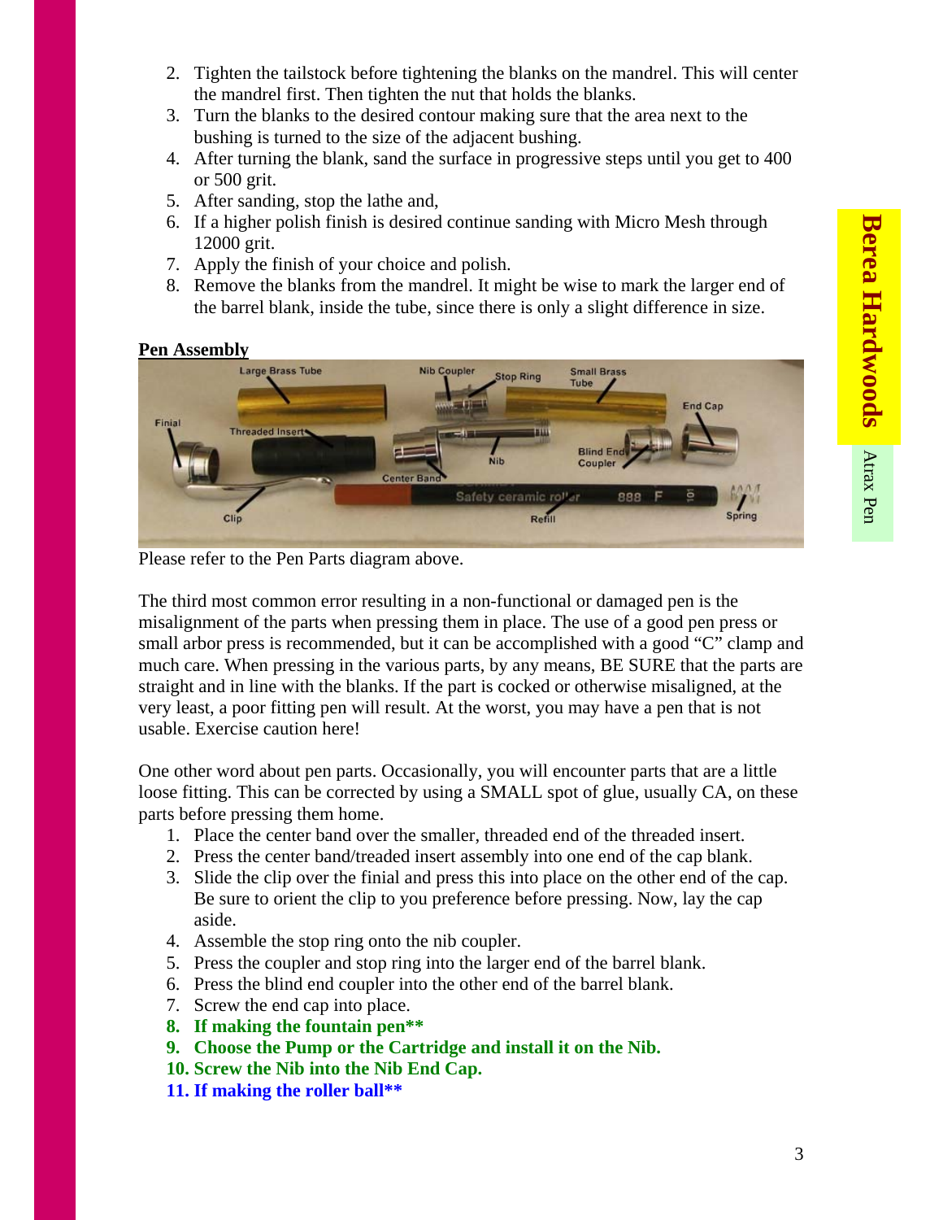2. Tighten the tailstock before tightening the blanks on the mandrel. This will center the mandrel first. Then tighten the nut that holds the blanks.
3. Turn the blanks to the desired contour making sure that the area next to the bushing is turned to the size of the adjacent bushing.
4. After turning the blank, sand the surface in progressive steps until you get to 400 or 500 grit.
5. After sanding, stop the lathe and,
6. If a higher polish finish is desired continue sanding with Micro Mesh through 12000 grit.
7. Apply the finish of your choice and polish.
8. Remove the blanks from the mandrel. It might be wise to mark the larger end of the barrel blank, inside the tube, since there is only a slight difference in size.

**Pen Assembly**

Please refer to the Pen Parts diagram above.

The third most common error resulting in a non-functional or damaged pen is the misalignment of the parts when pressing them in place. The use of a good pen press or small arbor press is recommended, but it can be accomplished with a good "C" clamp and much care. When pressing in the various parts, by any means, BE SURE that the parts are straight and in line with the blanks. If the part is cocked or otherwise misaligned, at the very least, a poor fitting pen will result. At the worst, you may have a pen that is not usable. Exercise caution here!

One other word about pen parts. Occasionally, you will encounter parts that are a little loose fitting. This can be corrected by using a SMALL spot of glue, usually CA, on these parts before pressing them home.

1. Place the center band over the smaller, threaded end of the threaded insert.
2. Press the center band/treaded insert assembly into one end of the cap blank.
3. Slide the clip over the finial and press this into place on the other end of the cap. Be sure to orient the clip to you preference before pressing. Now, lay the cap aside.
4. Assemble the stop ring onto the nib coupler.
5. Press the coupler and stop ring into the larger end of the barrel blank.
6. Press the blind end coupler into the other end of the barrel blank.
7. Screw the end cap into place.
8. **If making the fountain pen\*\***
9. **Choose the Pump or the Cartridge and install it on the Nib.**
10. **Screw the Nib into the Nib End Cap.**
11. **If making the roller ball\*\***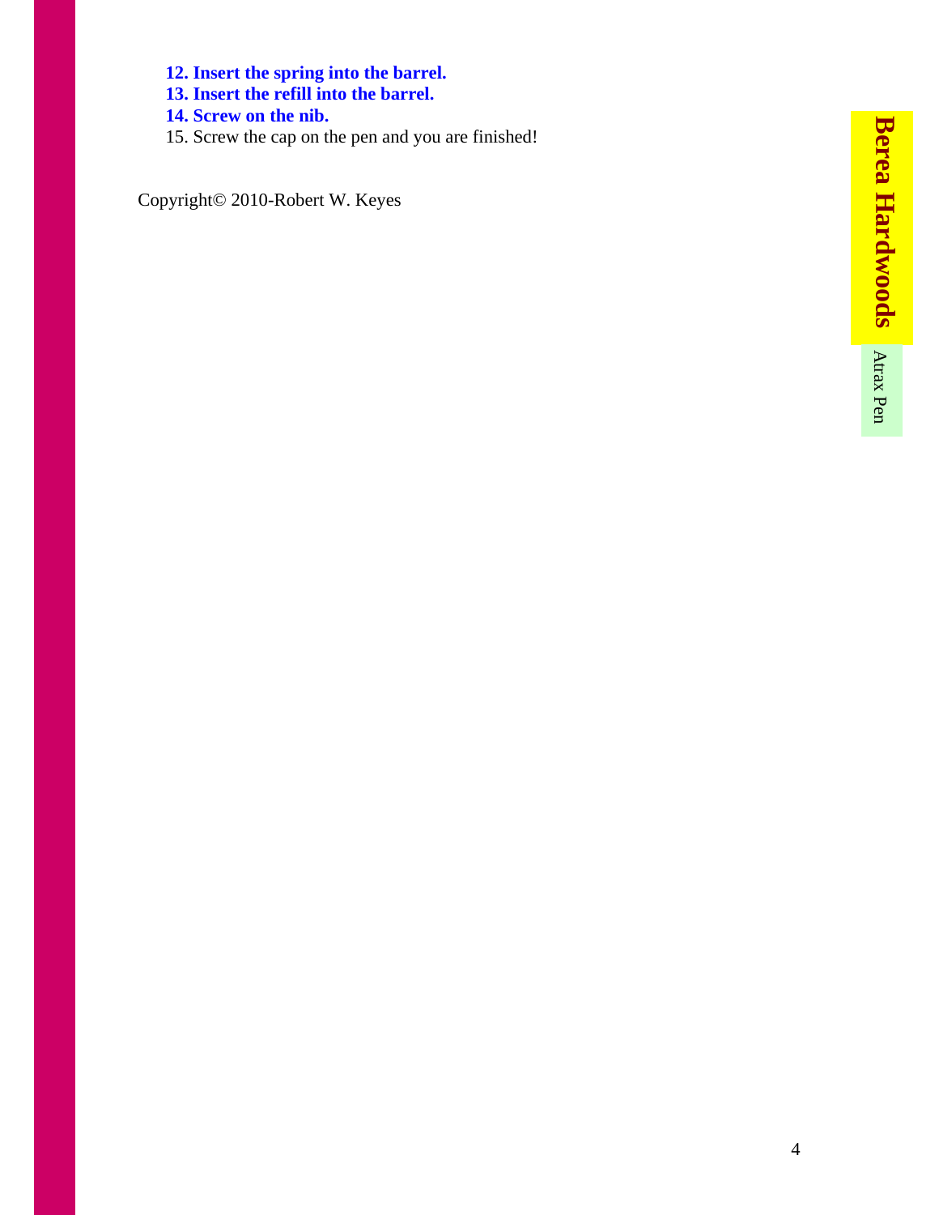12. **Insert the spring into the barrel.**
13. **Insert the refill into the barrel.**
14. **Screw on the nib.**
15. Screw the cap on the pen and you are finished!

Copyright© 2010-Robert W. Keyes